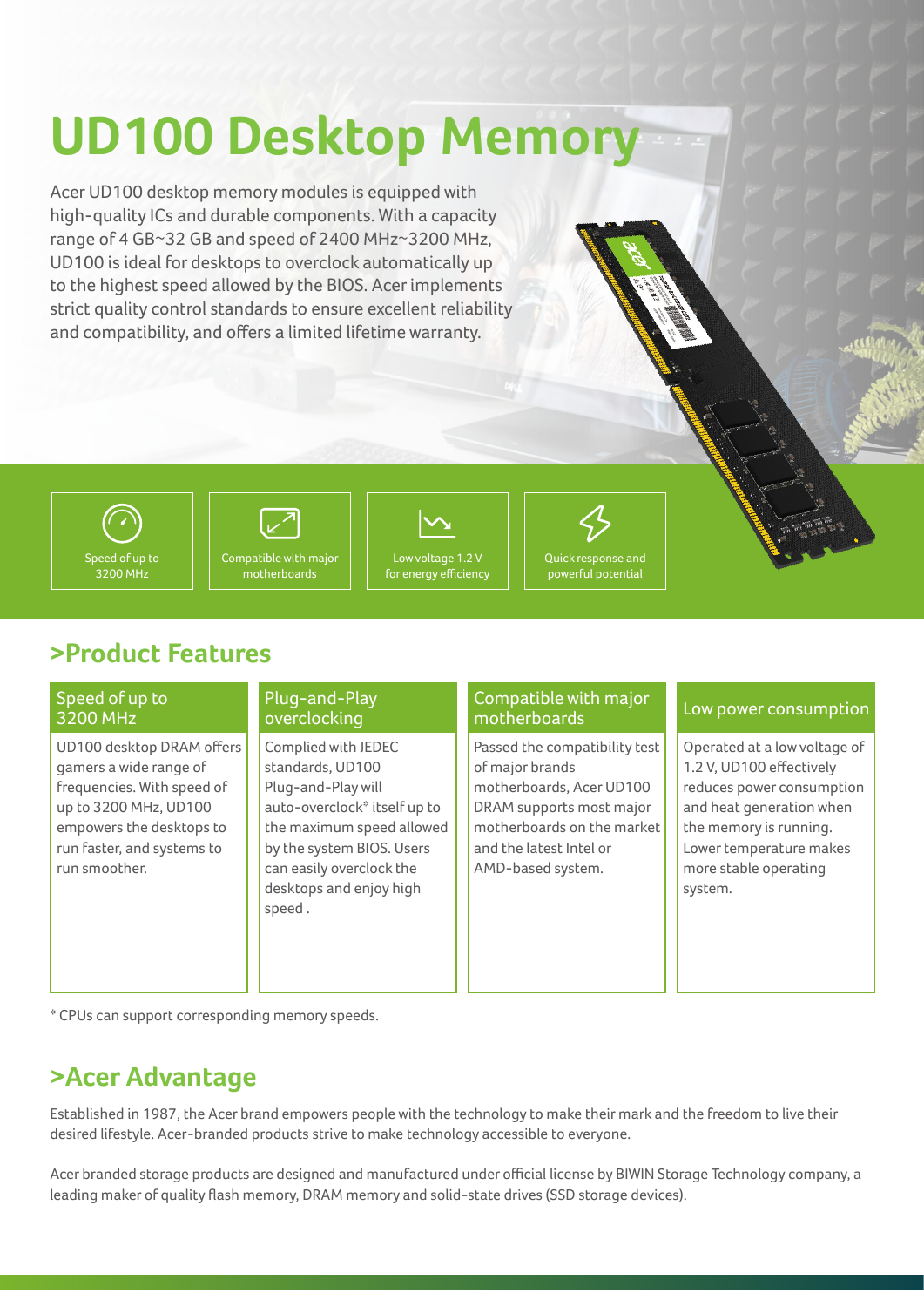# UD100 Desktop Memory

Acer UD100 desktop memory modules is equipped with high-quality ICs and durable components. With a capacity range of 4 GB~32 GB and speed of 2400 MHz~3200 MHz, UD100 is ideal for desktops to overclock automatically up to the highest speed allowed by the BIOS. Acer implements strict quality control standards to ensure excellent reliability and compatibility, and offers a limited lifetime warranty.

- Speed of up to 3200 MHz
- Compatible with major motherboards
- Low voltage 1.2 V for energy efficiency
- Quick response and powerful potential

## >Product Features

| Speed of up to 3200 MHz | Plug-and-Play overclocking | Compatible with major motherboards | Low power consumption |
| --- | --- | --- | --- |
| UD100 desktop DRAM offers gamers a wide range of frequencies. With speed of up to 3200 MHz, UD100 empowers the desktops to run faster, and systems to run smoother. | Complied with JEDEC standards, UD100 Plug-and-Play will auto-overclock* itself up to the maximum speed allowed by the system BIOS. Users can easily overclock the desktops and enjoy high speed . | Passed the compatibility test of major brands motherboards, Acer UD100 DRAM supports most major motherboards on the market and the latest Intel or AMD-based system. | Operated at a low voltage of 1.2 V, UD100 effectively reduces power consumption and heat generation when the memory is running. Lower temperature makes more stable operating system. |

* CPUs can support corresponding memory speeds.

## >Acer Advantage

Established in 1987, the Acer brand empowers people with the technology to make their mark and the freedom to live their desired lifestyle. Acer-branded products strive to make technology accessible to everyone.

Acer branded storage products are designed and manufactured under official license by BIWIN Storage Technology company, a leading maker of quality flash memory, DRAM memory and solid-state drives (SSD storage devices).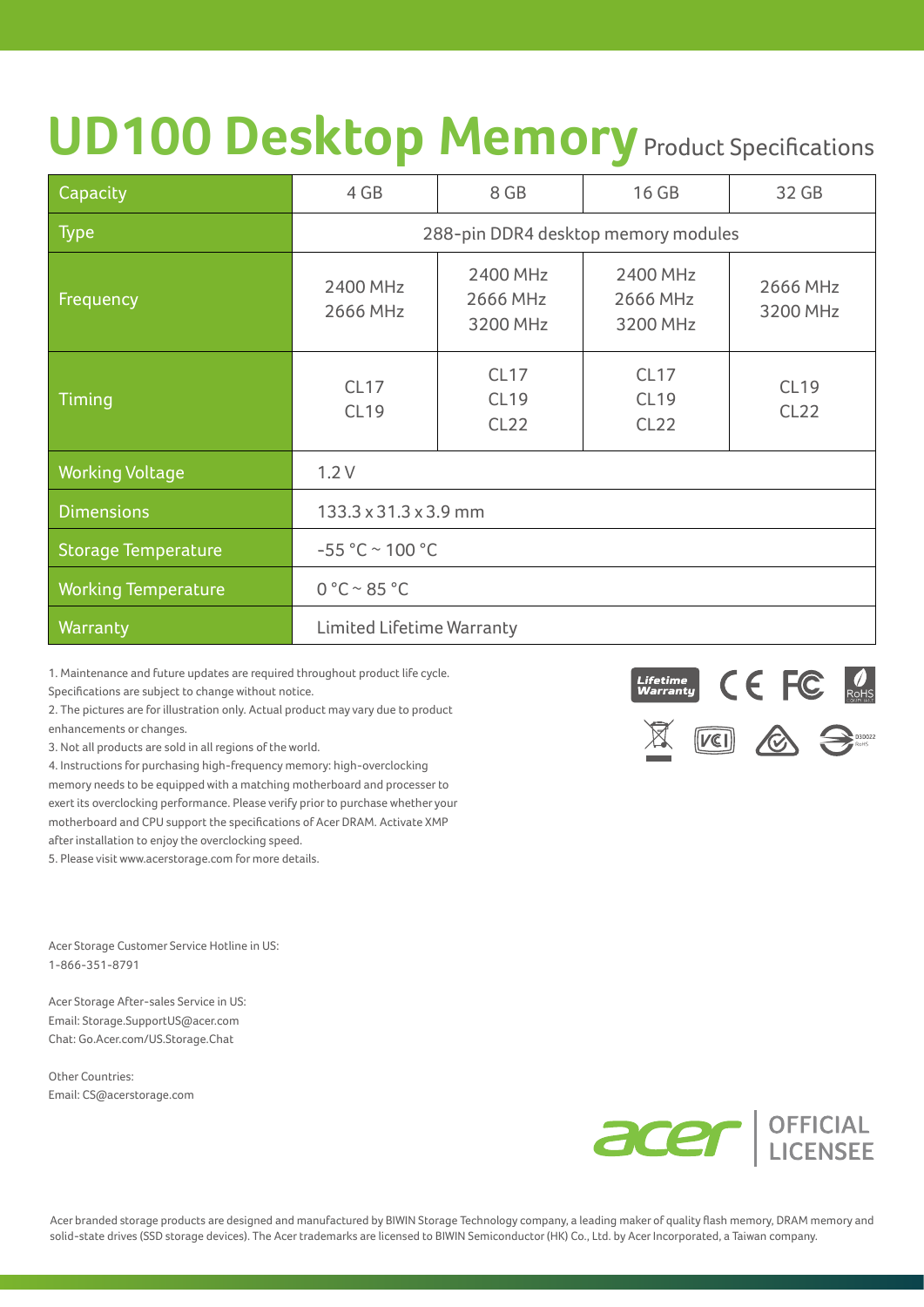# UD100 Desktop Memory Product Specifications

| | | | | |
|---|---|---|---|---|
| Capacity | 4 GB | 8 GB | 16 GB | 32 GB |
| Type | 288-pin DDR4 desktop memory modules | | | |
| Frequency | 2400 MHz<br>2666 MHz | 2400 MHz<br>2666 MHz<br>3200 MHz | 2400 MHz<br>2666 MHz<br>3200 MHz | 2666 MHz<br>3200 MHz |
| Timing | CL17<br>CL19 | CL17<br>CL19<br>CL22 | CL17<br>CL19<br>CL22 | CL19<br>CL22 |
| Working Voltage | 1.2 V | | | |
| Dimensions | 133.3 x 31.3 x 3.9 mm | | | |
| Storage Temperature | -55 °C ~ 100 °C | | | |
| Working Temperature | 0 °C ~ 85 °C | | | |
| Warranty | Limited Lifetime Warranty | | | |

1. Maintenance and future updates are required throughout product life cycle. Specifications are subject to change without notice.
2. The pictures are for illustration only. Actual product may vary due to product enhancements or changes.
3. Not all products are sold in all regions of the world.
4. Instructions for purchasing high-frequency memory: high-overclocking memory needs to be equipped with a matching motherboard and processer to exert its overclocking performance. Please verify prior to purchase whether your motherboard and CPU support the specifications of Acer DRAM. Activate XMP after installation to enjoy the overclocking speed.
5. Please visit www.acerstorage.com for more details.

Lifetime Warranty

Acer Storage Customer Service Hotline in US:
1-866-351-8791

Acer Storage After-sales Service in US:
Email: Storage.SupportUS@acer.com
Chat: Go.Acer.com/US.Storage.Chat

Other Countries:
Email: CS@acerstorage.com

acer | OFFICIAL LICENSEE

Acer branded storage products are designed and manufactured by BIWIN Storage Technology company, a leading maker of quality flash memory, DRAM memory and solid-state drives (SSD storage devices). The Acer trademarks are licensed to BIWIN Semiconductor (HK) Co., Ltd. by Acer Incorporated, a Taiwan company.